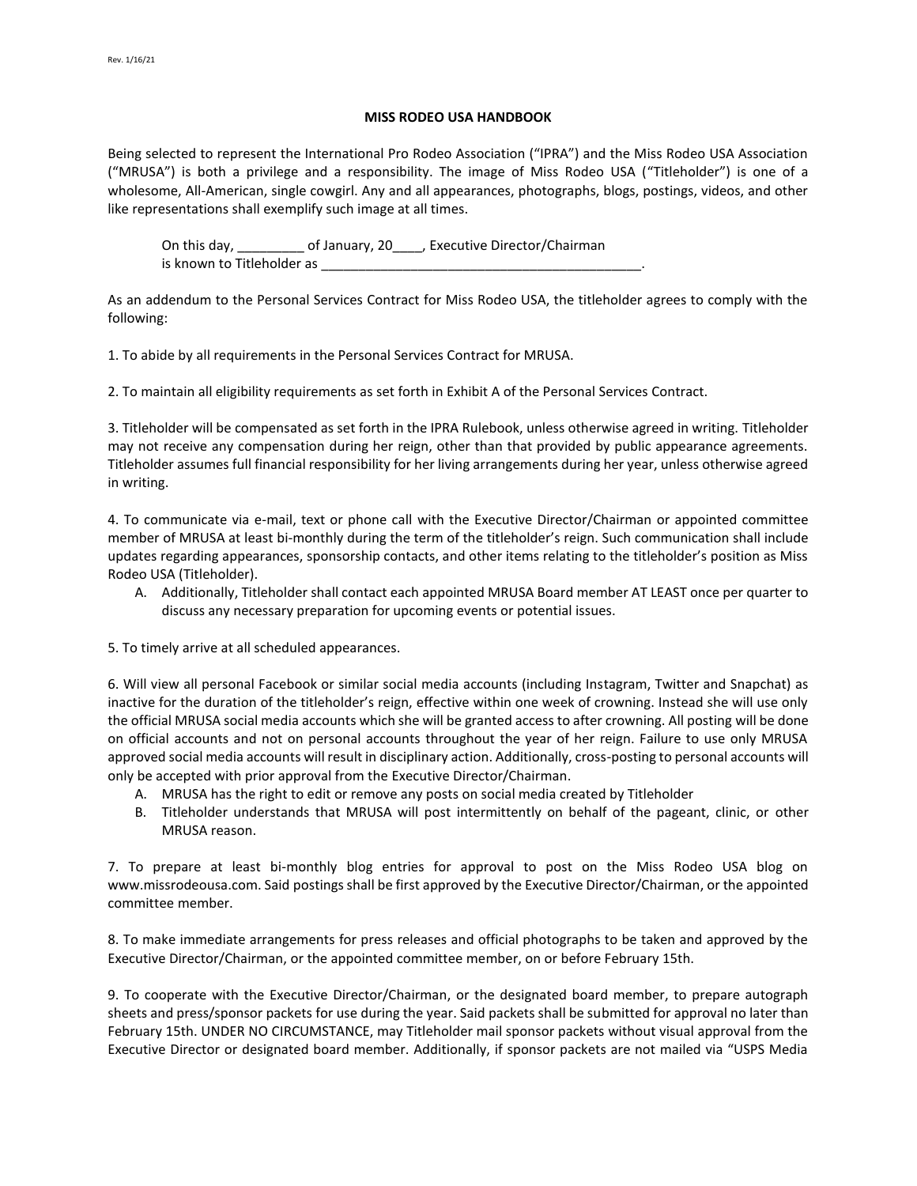Rev. 1/16/21

# MISS RODEO USA HANDBOOK

Being selected to represent the International Pro Rodeo Association ("IPRA") and the Miss Rodeo USA Association ("MRUSA") is both a privilege and a responsibility. The image of Miss Rodeo USA ("Titleholder") is one of a wholesome, All-American, single cowgirl. Any and all appearances, photographs, blogs, postings, videos, and other like representations shall exemplify such image at all times.

> On this day, _________ of January, 20____, Executive Director/Chairman
> is known to Titleholder as ____________________________________________.

As an addendum to the Personal Services Contract for Miss Rodeo USA, the titleholder agrees to comply with the following:

1. To abide by all requirements in the Personal Services Contract for MRUSA.

2. To maintain all eligibility requirements as set forth in Exhibit A of the Personal Services Contract.

3. Titleholder will be compensated as set forth in the IPRA Rulebook, unless otherwise agreed in writing. Titleholder may not receive any compensation during her reign, other than that provided by public appearance agreements. Titleholder assumes full financial responsibility for her living arrangements during her year, unless otherwise agreed in writing.

4. To communicate via e-mail, text or phone call with the Executive Director/Chairman or appointed committee member of MRUSA at least bi-monthly during the term of the titleholder's reign. Such communication shall include updates regarding appearances, sponsorship contacts, and other items relating to the titleholder's position as Miss Rodeo USA (Titleholder).
   A. Additionally, Titleholder shall contact each appointed MRUSA Board member AT LEAST once per quarter to discuss any necessary preparation for upcoming events or potential issues.

5. To timely arrive at all scheduled appearances.

6. Will view all personal Facebook or similar social media accounts (including Instagram, Twitter and Snapchat) as inactive for the duration of the titleholder's reign, effective within one week of crowning. Instead she will use only the official MRUSA social media accounts which she will be granted access to after crowning. All posting will be done on official accounts and not on personal accounts throughout the year of her reign. Failure to use only MRUSA approved social media accounts will result in disciplinary action. Additionally, cross-posting to personal accounts will only be accepted with prior approval from the Executive Director/Chairman.
   A. MRUSA has the right to edit or remove any posts on social media created by Titleholder
   B. Titleholder understands that MRUSA will post intermittently on behalf of the pageant, clinic, or other MRUSA reason.

7. To prepare at least bi-monthly blog entries for approval to post on the Miss Rodeo USA blog on www.missrodeousa.com. Said postings shall be first approved by the Executive Director/Chairman, or the appointed committee member.

8. To make immediate arrangements for press releases and official photographs to be taken and approved by the Executive Director/Chairman, or the appointed committee member, on or before February 15th.

9. To cooperate with the Executive Director/Chairman, or the designated board member, to prepare autograph sheets and press/sponsor packets for use during the year. Said packets shall be submitted for approval no later than February 15th. UNDER NO CIRCUMSTANCE, may Titleholder mail sponsor packets without visual approval from the Executive Director or designated board member. Additionally, if sponsor packets are not mailed via "USPS Media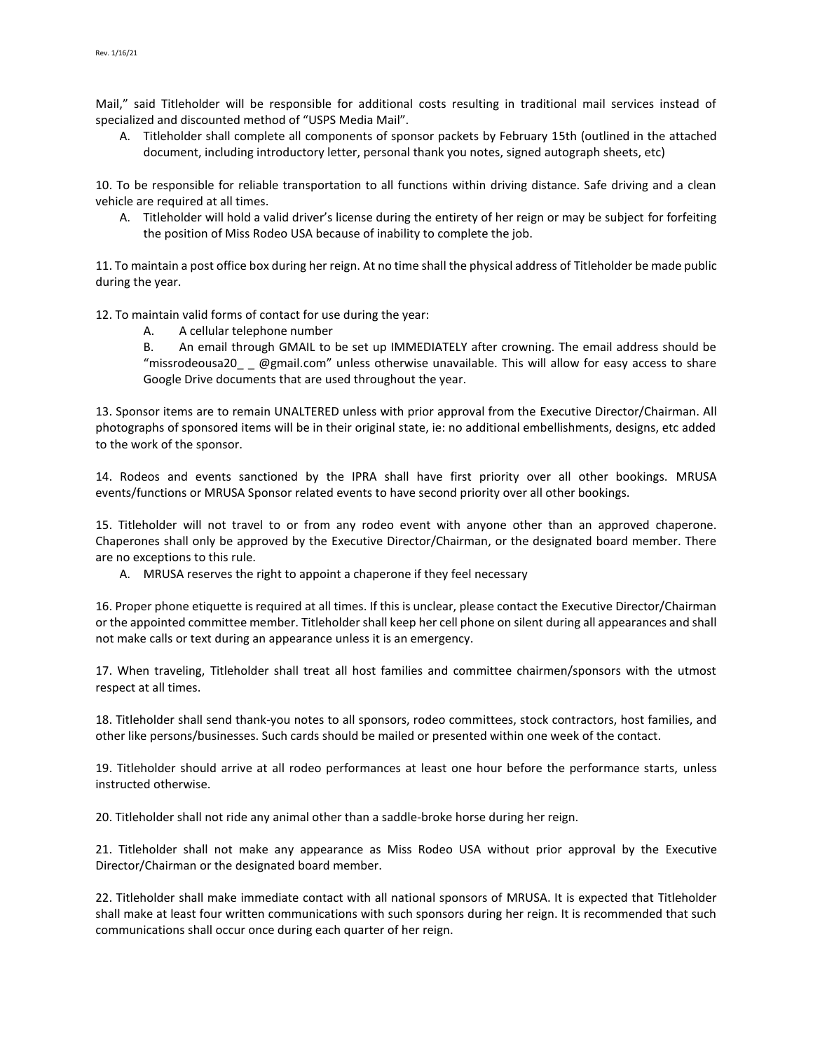Mail," said Titleholder will be responsible for additional costs resulting in traditional mail services instead of specialized and discounted method of "USPS Media Mail".

A. Titleholder shall complete all components of sponsor packets by February 15th (outlined in the attached document, including introductory letter, personal thank you notes, signed autograph sheets, etc)

10. To be responsible for reliable transportation to all functions within driving distance. Safe driving and a clean vehicle are required at all times.

A. Titleholder will hold a valid driver's license during the entirety of her reign or may be subject for forfeiting the position of Miss Rodeo USA because of inability to complete the job.

11. To maintain a post office box during her reign. At no time shall the physical address of Titleholder be made public during the year.

12. To maintain valid forms of contact for use during the year:

A. A cellular telephone number

B. An email through GMAIL to be set up IMMEDIATELY after crowning. The email address should be "missrodeousa20_ _ @gmail.com" unless otherwise unavailable. This will allow for easy access to share Google Drive documents that are used throughout the year.

13. Sponsor items are to remain UNALTERED unless with prior approval from the Executive Director/Chairman. All photographs of sponsored items will be in their original state, ie: no additional embellishments, designs, etc added to the work of the sponsor.

14. Rodeos and events sanctioned by the IPRA shall have first priority over all other bookings. MRUSA events/functions or MRUSA Sponsor related events to have second priority over all other bookings.

15. Titleholder will not travel to or from any rodeo event with anyone other than an approved chaperone. Chaperones shall only be approved by the Executive Director/Chairman, or the designated board member. There are no exceptions to this rule.

A. MRUSA reserves the right to appoint a chaperone if they feel necessary

16. Proper phone etiquette is required at all times. If this is unclear, please contact the Executive Director/Chairman or the appointed committee member. Titleholder shall keep her cell phone on silent during all appearances and shall not make calls or text during an appearance unless it is an emergency.

17. When traveling, Titleholder shall treat all host families and committee chairmen/sponsors with the utmost respect at all times.

18. Titleholder shall send thank-you notes to all sponsors, rodeo committees, stock contractors, host families, and other like persons/businesses. Such cards should be mailed or presented within one week of the contact.

19. Titleholder should arrive at all rodeo performances at least one hour before the performance starts, unless instructed otherwise.

20. Titleholder shall not ride any animal other than a saddle-broke horse during her reign.

21. Titleholder shall not make any appearance as Miss Rodeo USA without prior approval by the Executive Director/Chairman or the designated board member.

22. Titleholder shall make immediate contact with all national sponsors of MRUSA. It is expected that Titleholder shall make at least four written communications with such sponsors during her reign. It is recommended that such communications shall occur once during each quarter of her reign.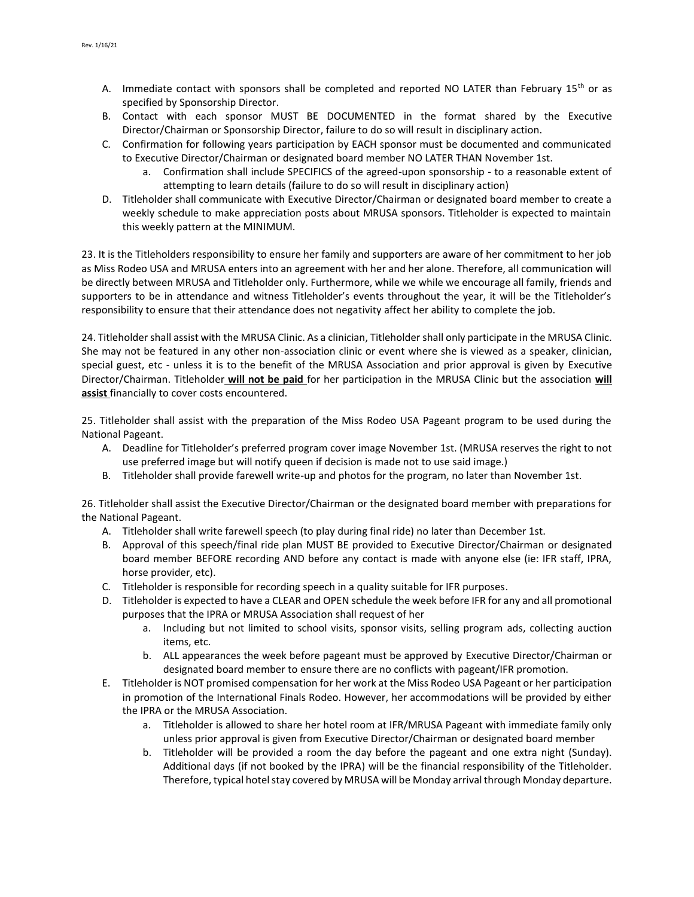A. Immediate contact with sponsors shall be completed and reported NO LATER than February 15th or as specified by Sponsorship Director.
B. Contact with each sponsor MUST BE DOCUMENTED in the format shared by the Executive Director/Chairman or Sponsorship Director, failure to do so will result in disciplinary action.
C. Confirmation for following years participation by EACH sponsor must be documented and communicated to Executive Director/Chairman or designated board member NO LATER THAN November 1st.
   a. Confirmation shall include SPECIFICS of the agreed-upon sponsorship - to a reasonable extent of attempting to learn details (failure to do so will result in disciplinary action)
D. Titleholder shall communicate with Executive Director/Chairman or designated board member to create a weekly schedule to make appreciation posts about MRUSA sponsors. Titleholder is expected to maintain this weekly pattern at the MINIMUM.

23. It is the Titleholders responsibility to ensure her family and supporters are aware of her commitment to her job as Miss Rodeo USA and MRUSA enters into an agreement with her and her alone. Therefore, all communication will be directly between MRUSA and Titleholder only. Furthermore, while we while we encourage all family, friends and supporters to be in attendance and witness Titleholder's events throughout the year, it will be the Titleholder's responsibility to ensure that their attendance does not negativity affect her ability to complete the job.

24. Titleholder shall assist with the MRUSA Clinic. As a clinician, Titleholder shall only participate in the MRUSA Clinic. She may not be featured in any other non-association clinic or event where she is viewed as a speaker, clinician, special guest, etc - unless it is to the benefit of the MRUSA Association and prior approval is given by Executive Director/Chairman. Titleholder **will not be paid** for her participation in the MRUSA Clinic but the association **will assist** financially to cover costs encountered.

25. Titleholder shall assist with the preparation of the Miss Rodeo USA Pageant program to be used during the National Pageant.

A. Deadline for Titleholder's preferred program cover image November 1st. (MRUSA reserves the right to not use preferred image but will notify queen if decision is made not to use said image.)
B. Titleholder shall provide farewell write-up and photos for the program, no later than November 1st.

26. Titleholder shall assist the Executive Director/Chairman or the designated board member with preparations for the National Pageant.

A. Titleholder shall write farewell speech (to play during final ride) no later than December 1st.
B. Approval of this speech/final ride plan MUST BE provided to Executive Director/Chairman or designated board member BEFORE recording AND before any contact is made with anyone else (ie: IFR staff, IPRA, horse provider, etc).
C. Titleholder is responsible for recording speech in a quality suitable for IFR purposes.
D. Titleholder is expected to have a CLEAR and OPEN schedule the week before IFR for any and all promotional purposes that the IPRA or MRUSA Association shall request of her
   a. Including but not limited to school visits, sponsor visits, selling program ads, collecting auction items, etc.
   b. ALL appearances the week before pageant must be approved by Executive Director/Chairman or designated board member to ensure there are no conflicts with pageant/IFR promotion.
E. Titleholder is NOT promised compensation for her work at the Miss Rodeo USA Pageant or her participation in promotion of the International Finals Rodeo. However, her accommodations will be provided by either the IPRA or the MRUSA Association.
   a. Titleholder is allowed to share her hotel room at IFR/MRUSA Pageant with immediate family only unless prior approval is given from Executive Director/Chairman or designated board member
   b. Titleholder will be provided a room the day before the pageant and one extra night (Sunday). Additional days (if not booked by the IPRA) will be the financial responsibility of the Titleholder. Therefore, typical hotel stay covered by MRUSA will be Monday arrival through Monday departure.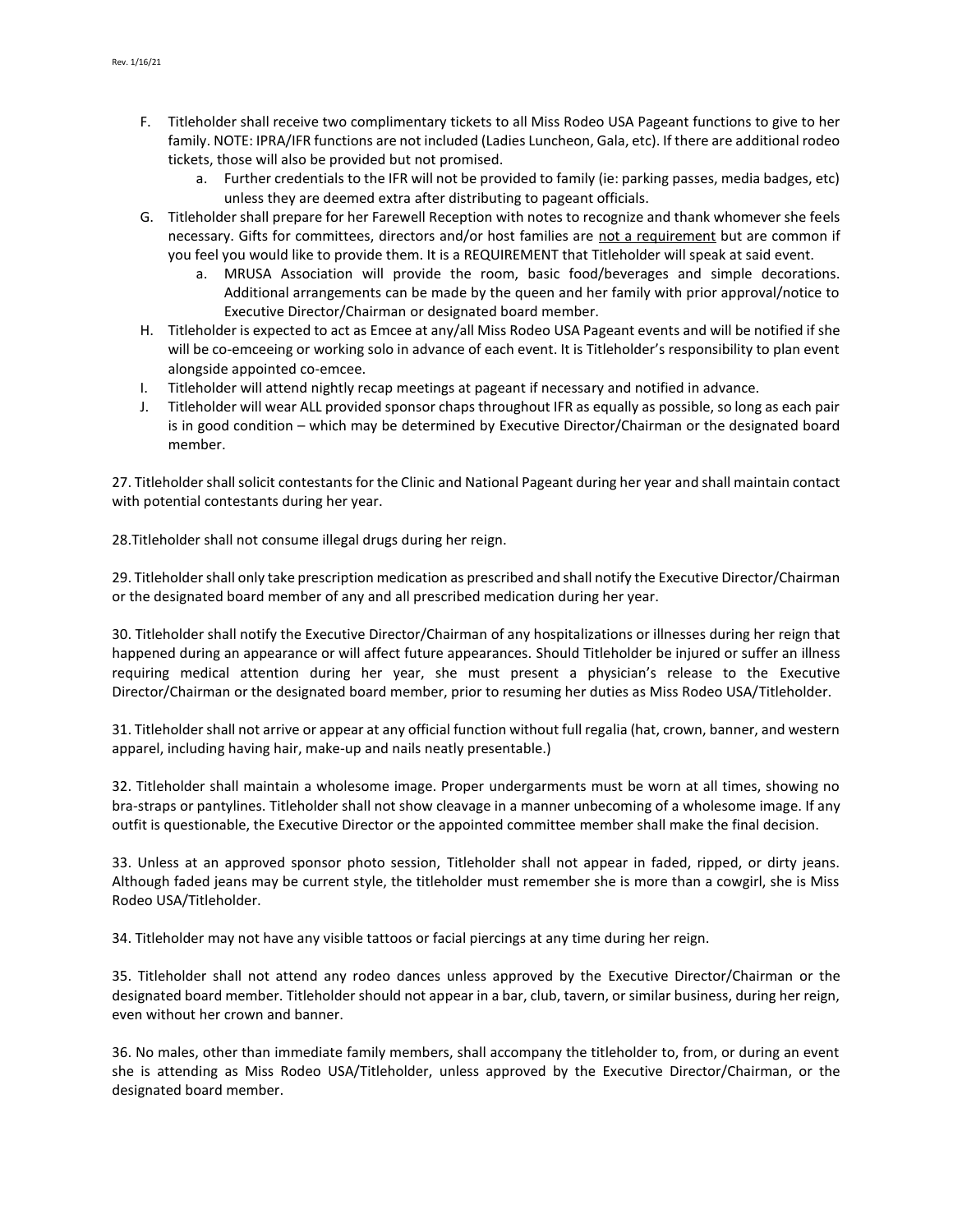F. Titleholder shall receive two complimentary tickets to all Miss Rodeo USA Pageant functions to give to her family. NOTE: IPRA/IFR functions are not included (Ladies Luncheon, Gala, etc). If there are additional rodeo tickets, those will also be provided but not promised.
    a. Further credentials to the IFR will not be provided to family (ie: parking passes, media badges, etc) unless they are deemed extra after distributing to pageant officials.

G. Titleholder shall prepare for her Farewell Reception with notes to recognize and thank whomever she feels necessary. Gifts for committees, directors and/or host families are <u>not a requirement</u> but are common if you feel you would like to provide them. It is a REQUIREMENT that Titleholder will speak at said event.
    a. MRUSA Association will provide the room, basic food/beverages and simple decorations. Additional arrangements can be made by the queen and her family with prior approval/notice to Executive Director/Chairman or designated board member.

H. Titleholder is expected to act as Emcee at any/all Miss Rodeo USA Pageant events and will be notified if she will be co-emceeing or working solo in advance of each event. It is Titleholder's responsibility to plan event alongside appointed co-emcee.

I. Titleholder will attend nightly recap meetings at pageant if necessary and notified in advance.

J. Titleholder will wear ALL provided sponsor chaps throughout IFR as equally as possible, so long as each pair is in good condition – which may be determined by Executive Director/Chairman or the designated board member.

27. Titleholder shall solicit contestants for the Clinic and National Pageant during her year and shall maintain contact with potential contestants during her year.

28.Titleholder shall not consume illegal drugs during her reign.

29. Titleholder shall only take prescription medication as prescribed and shall notify the Executive Director/Chairman or the designated board member of any and all prescribed medication during her year.

30. Titleholder shall notify the Executive Director/Chairman of any hospitalizations or illnesses during her reign that happened during an appearance or will affect future appearances. Should Titleholder be injured or suffer an illness requiring medical attention during her year, she must present a physician's release to the Executive Director/Chairman or the designated board member, prior to resuming her duties as Miss Rodeo USA/Titleholder.

31. Titleholder shall not arrive or appear at any official function without full regalia (hat, crown, banner, and western apparel, including having hair, make-up and nails neatly presentable.)

32. Titleholder shall maintain a wholesome image. Proper undergarments must be worn at all times, showing no bra-straps or pantylines. Titleholder shall not show cleavage in a manner unbecoming of a wholesome image. If any outfit is questionable, the Executive Director or the appointed committee member shall make the final decision.

33. Unless at an approved sponsor photo session, Titleholder shall not appear in faded, ripped, or dirty jeans. Although faded jeans may be current style, the titleholder must remember she is more than a cowgirl, she is Miss Rodeo USA/Titleholder.

34. Titleholder may not have any visible tattoos or facial piercings at any time during her reign.

35. Titleholder shall not attend any rodeo dances unless approved by the Executive Director/Chairman or the designated board member. Titleholder should not appear in a bar, club, tavern, or similar business, during her reign, even without her crown and banner.

36. No males, other than immediate family members, shall accompany the titleholder to, from, or during an event she is attending as Miss Rodeo USA/Titleholder, unless approved by the Executive Director/Chairman, or the designated board member.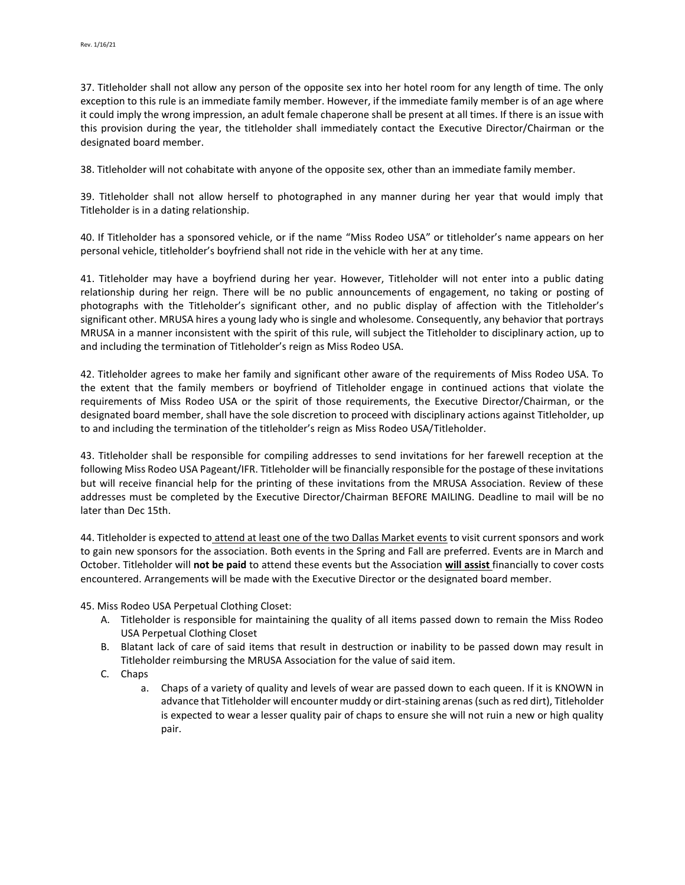37. Titleholder shall not allow any person of the opposite sex into her hotel room for any length of time. The only exception to this rule is an immediate family member. However, if the immediate family member is of an age where it could imply the wrong impression, an adult female chaperone shall be present at all times. If there is an issue with this provision during the year, the titleholder shall immediately contact the Executive Director/Chairman or the designated board member.

38. Titleholder will not cohabitate with anyone of the opposite sex, other than an immediate family member.

39. Titleholder shall not allow herself to photographed in any manner during her year that would imply that Titleholder is in a dating relationship.

40. If Titleholder has a sponsored vehicle, or if the name "Miss Rodeo USA" or titleholder's name appears on her personal vehicle, titleholder's boyfriend shall not ride in the vehicle with her at any time.

41. Titleholder may have a boyfriend during her year. However, Titleholder will not enter into a public dating relationship during her reign. There will be no public announcements of engagement, no taking or posting of photographs with the Titleholder's significant other, and no public display of affection with the Titleholder's significant other. MRUSA hires a young lady who is single and wholesome. Consequently, any behavior that portrays MRUSA in a manner inconsistent with the spirit of this rule, will subject the Titleholder to disciplinary action, up to and including the termination of Titleholder's reign as Miss Rodeo USA.

42. Titleholder agrees to make her family and significant other aware of the requirements of Miss Rodeo USA. To the extent that the family members or boyfriend of Titleholder engage in continued actions that violate the requirements of Miss Rodeo USA or the spirit of those requirements, the Executive Director/Chairman, or the designated board member, shall have the sole discretion to proceed with disciplinary actions against Titleholder, up to and including the termination of the titleholder's reign as Miss Rodeo USA/Titleholder.

43. Titleholder shall be responsible for compiling addresses to send invitations for her farewell reception at the following Miss Rodeo USA Pageant/IFR. Titleholder will be financially responsible for the postage of these invitations but will receive financial help for the printing of these invitations from the MRUSA Association. Review of these addresses must be completed by the Executive Director/Chairman BEFORE MAILING. Deadline to mail will be no later than Dec 15th.

44. Titleholder is expected to <u>attend at least one of the two Dallas Market events</u> to visit current sponsors and work to gain new sponsors for the association. Both events in the Spring and Fall are preferred. Events are in March and October. Titleholder will **not be paid** to attend these events but the Association **<u>will assist</u>** financially to cover costs encountered. Arrangements will be made with the Executive Director or the designated board member.

45. Miss Rodeo USA Perpetual Clothing Closet:

A. Titleholder is responsible for maintaining the quality of all items passed down to remain the Miss Rodeo USA Perpetual Clothing Closet
B. Blatant lack of care of said items that result in destruction or inability to be passed down may result in Titleholder reimbursing the MRUSA Association for the value of said item.
C. Chaps
    a. Chaps of a variety of quality and levels of wear are passed down to each queen. If it is KNOWN in advance that Titleholder will encounter muddy or dirt-staining arenas (such as red dirt), Titleholder is expected to wear a lesser quality pair of chaps to ensure she will not ruin a new or high quality pair.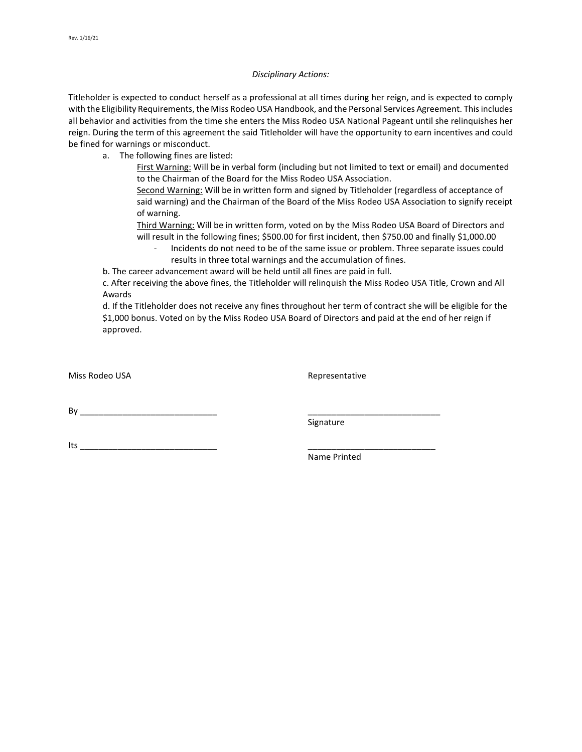*Disciplinary Actions:*

Titleholder is expected to conduct herself as a professional at all times during her reign, and is expected to comply with the Eligibility Requirements, the Miss Rodeo USA Handbook, and the Personal Services Agreement. This includes all behavior and activities from the time she enters the Miss Rodeo USA National Pageant until she relinquishes her reign. During the term of this agreement the said Titleholder will have the opportunity to earn incentives and could be fined for warnings or misconduct.

a. The following fines are listed:

   First Warning: Will be in verbal form (including but not limited to text or email) and documented to the Chairman of the Board for the Miss Rodeo USA Association.

   Second Warning: Will be in written form and signed by Titleholder (regardless of acceptance of said warning) and the Chairman of the Board of the Miss Rodeo USA Association to signify receipt of warning.

   Third Warning: Will be in written form, voted on by the Miss Rodeo USA Board of Directors and will result in the following fines; $500.00 for first incident, then $750.00 and finally $1,000.00

   - Incidents do not need to be of the same issue or problem. Three separate issues could results in three total warnings and the accumulation of fines.

b. The career advancement award will be held until all fines are paid in full.

c. After receiving the above fines, the Titleholder will relinquish the Miss Rodeo USA Title, Crown and All Awards

d. If the Titleholder does not receive any fines throughout her term of contract she will be eligible for the $1,000 bonus. Voted on by the Miss Rodeo USA Board of Directors and paid at the end of her reign if approved.

| Miss Rodeo USA | Representative |
|---|---|
| By ____________________________ | ____________________________ |
| | Signature |
| Its ____________________________ | ____________________________ |
| | Name Printed |